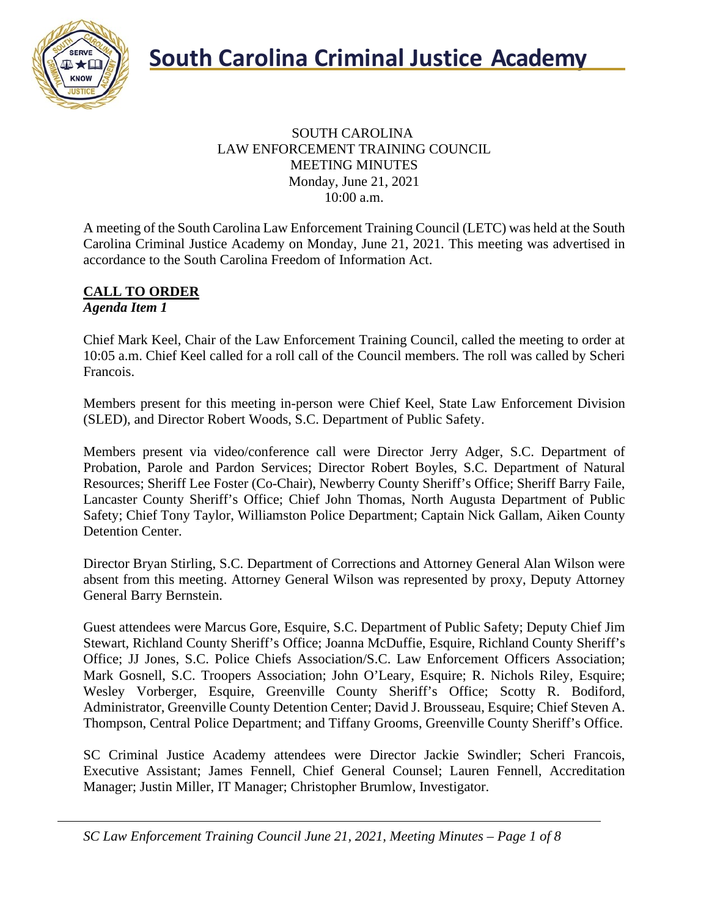# South Carolina Criminal Justice Academy

SOUTH CAROLINA
LAW ENFORCEMENT TRAINING COUNCIL
MEETING MINUTES
Monday, June 21, 2021
10:00 a.m.

A meeting of the South Carolina Law Enforcement Training Council (LETC) was held at the South Carolina Criminal Justice Academy on Monday, June 21, 2021. This meeting was advertised in accordance to the South Carolina Freedom of Information Act.

## CALL TO ORDER

***Agenda Item 1***

Chief Mark Keel, Chair of the Law Enforcement Training Council, called the meeting to order at 10:05 a.m. Chief Keel called for a roll call of the Council members. The roll was called by Scheri Francois.

Members present for this meeting in-person were Chief Keel, State Law Enforcement Division (SLED), and Director Robert Woods, S.C. Department of Public Safety.

Members present via video/conference call were Director Jerry Adger, S.C. Department of Probation, Parole and Pardon Services; Director Robert Boyles, S.C. Department of Natural Resources; Sheriff Lee Foster (Co-Chair), Newberry County Sheriff's Office; Sheriff Barry Faile, Lancaster County Sheriff's Office; Chief John Thomas, North Augusta Department of Public Safety; Chief Tony Taylor, Williamston Police Department; Captain Nick Gallam, Aiken County Detention Center.

Director Bryan Stirling, S.C. Department of Corrections and Attorney General Alan Wilson were absent from this meeting. Attorney General Wilson was represented by proxy, Deputy Attorney General Barry Bernstein.

Guest attendees were Marcus Gore, Esquire, S.C. Department of Public Safety; Deputy Chief Jim Stewart, Richland County Sheriff's Office; Joanna McDuffie, Esquire, Richland County Sheriff's Office; JJ Jones, S.C. Police Chiefs Association/S.C. Law Enforcement Officers Association; Mark Gosnell, S.C. Troopers Association; John O'Leary, Esquire; R. Nichols Riley, Esquire; Wesley Vorberger, Esquire, Greenville County Sheriff's Office; Scotty R. Bodiford, Administrator, Greenville County Detention Center; David J. Brousseau, Esquire; Chief Steven A. Thompson, Central Police Department; and Tiffany Grooms, Greenville County Sheriff's Office.

SC Criminal Justice Academy attendees were Director Jackie Swindler; Scheri Francois, Executive Assistant; James Fennell, Chief General Counsel; Lauren Fennell, Accreditation Manager; Justin Miller, IT Manager; Christopher Brumlow, Investigator.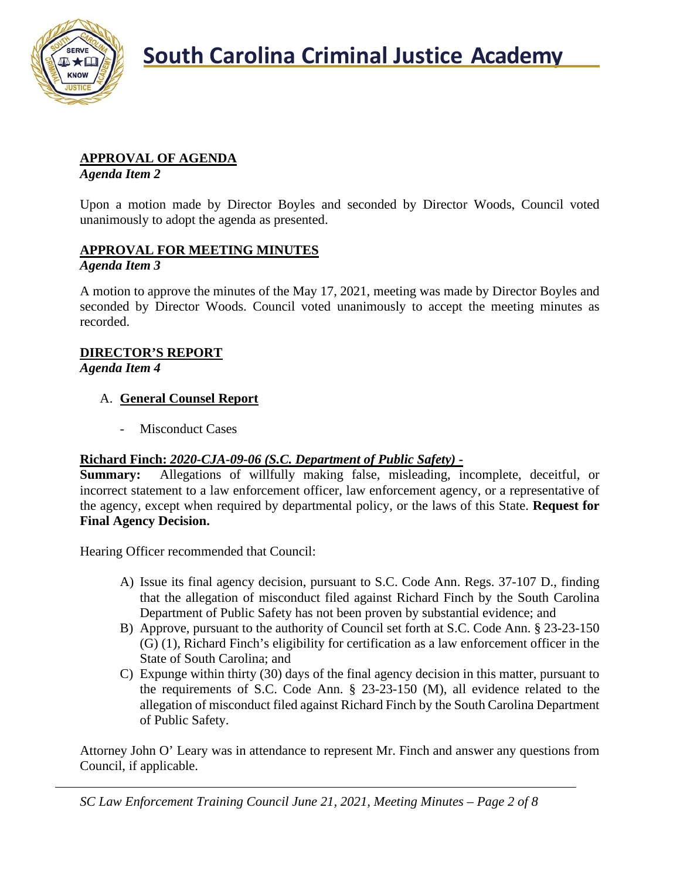## APPROVAL OF AGENDA

*Agenda Item 2*

Upon a motion made by Director Boyles and seconded by Director Woods, Council voted unanimously to adopt the agenda as presented.

## APPROVAL FOR MEETING MINUTES

*Agenda Item 3*

A motion to approve the minutes of the May 17, 2021, meeting was made by Director Boyles and seconded by Director Woods. Council voted unanimously to accept the meeting minutes as recorded.

## DIRECTOR'S REPORT

*Agenda Item 4*

A. **General Counsel Report**

- Misconduct Cases

**Richard Finch:** ***2020-CJA-09-06 (S.C. Department of Public Safety) -***

**Summary:** Allegations of willfully making false, misleading, incomplete, deceitful, or incorrect statement to a law enforcement officer, law enforcement agency, or a representative of the agency, except when required by departmental policy, or the laws of this State. **Request for Final Agency Decision.**

Hearing Officer recommended that Council:

A) Issue its final agency decision, pursuant to S.C. Code Ann. Regs. 37-107 D., finding that the allegation of misconduct filed against Richard Finch by the South Carolina Department of Public Safety has not been proven by substantial evidence; and

B) Approve, pursuant to the authority of Council set forth at S.C. Code Ann. § 23-23-150 (G) (1), Richard Finch's eligibility for certification as a law enforcement officer in the State of South Carolina; and

C) Expunge within thirty (30) days of the final agency decision in this matter, pursuant to the requirements of S.C. Code Ann. § 23-23-150 (M), all evidence related to the allegation of misconduct filed against Richard Finch by the South Carolina Department of Public Safety.

Attorney John O' Leary was in attendance to represent Mr. Finch and answer any questions from Council, if applicable.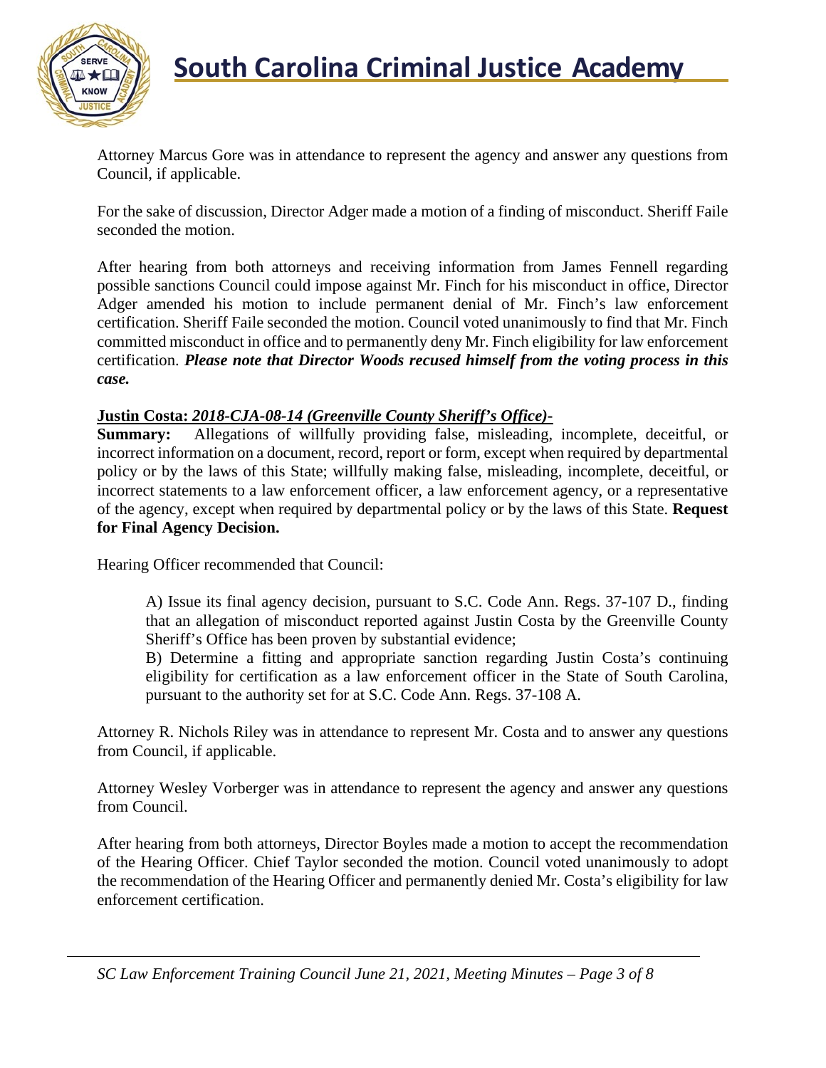Attorney Marcus Gore was in attendance to represent the agency and answer any questions from Council, if applicable.

For the sake of discussion, Director Adger made a motion of a finding of misconduct. Sheriff Faile seconded the motion.

After hearing from both attorneys and receiving information from James Fennell regarding possible sanctions Council could impose against Mr. Finch for his misconduct in office, Director Adger amended his motion to include permanent denial of Mr. Finch's law enforcement certification. Sheriff Faile seconded the motion. Council voted unanimously to find that Mr. Finch committed misconduct in office and to permanently deny Mr. Finch eligibility for law enforcement certification. ***Please note that Director Woods recused himself from the voting process in this case.***

**Justin Costa:** ***2018-CJA-08-14 (Greenville County Sheriff's Office)-***

**Summary:** Allegations of willfully providing false, misleading, incomplete, deceitful, or incorrect information on a document, record, report or form, except when required by departmental policy or by the laws of this State; willfully making false, misleading, incomplete, deceitful, or incorrect statements to a law enforcement officer, a law enforcement agency, or a representative of the agency, except when required by departmental policy or by the laws of this State. **Request for Final Agency Decision.**

Hearing Officer recommended that Council:

> A) Issue its final agency decision, pursuant to S.C. Code Ann. Regs. 37-107 D., finding that an allegation of misconduct reported against Justin Costa by the Greenville County Sheriff's Office has been proven by substantial evidence;
>
> B) Determine a fitting and appropriate sanction regarding Justin Costa's continuing eligibility for certification as a law enforcement officer in the State of South Carolina, pursuant to the authority set for at S.C. Code Ann. Regs. 37-108 A.

Attorney R. Nichols Riley was in attendance to represent Mr. Costa and to answer any questions from Council, if applicable.

Attorney Wesley Vorberger was in attendance to represent the agency and answer any questions from Council.

After hearing from both attorneys, Director Boyles made a motion to accept the recommendation of the Hearing Officer. Chief Taylor seconded the motion. Council voted unanimously to adopt the recommendation of the Hearing Officer and permanently denied Mr. Costa's eligibility for law enforcement certification.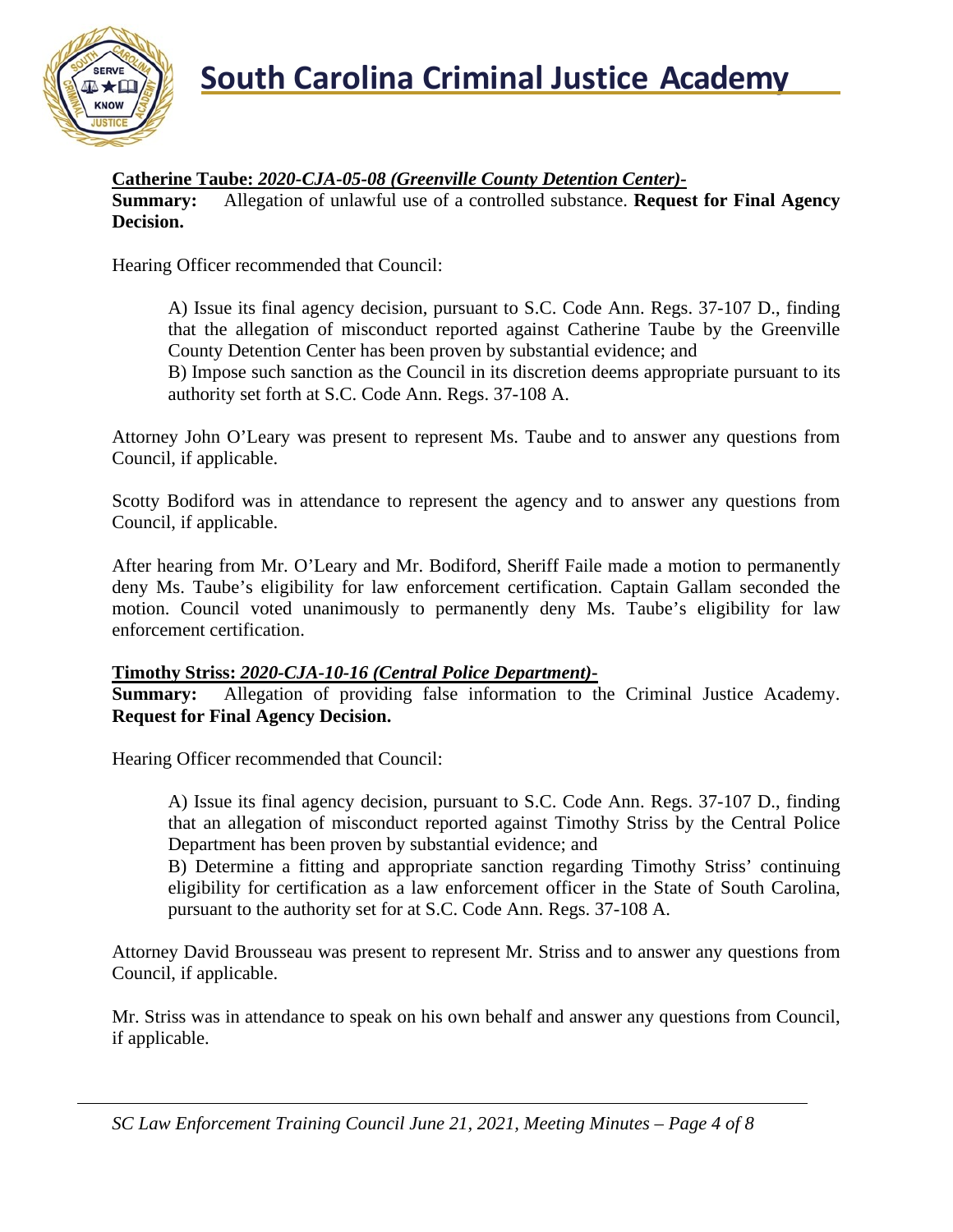**Catherine Taube:** ***2020-CJA-05-08 (Greenville County Detention Center)-***
**Summary:** Allegation of unlawful use of a controlled substance. **Request for Final Agency Decision.**

Hearing Officer recommended that Council:

> A) Issue its final agency decision, pursuant to S.C. Code Ann. Regs. 37-107 D., finding that the allegation of misconduct reported against Catherine Taube by the Greenville County Detention Center has been proven by substantial evidence; and
> B) Impose such sanction as the Council in its discretion deems appropriate pursuant to its authority set forth at S.C. Code Ann. Regs. 37-108 A.

Attorney John O'Leary was present to represent Ms. Taube and to answer any questions from Council, if applicable.

Scotty Bodiford was in attendance to represent the agency and to answer any questions from Council, if applicable.

After hearing from Mr. O'Leary and Mr. Bodiford, Sheriff Faile made a motion to permanently deny Ms. Taube's eligibility for law enforcement certification. Captain Gallam seconded the motion. Council voted unanimously to permanently deny Ms. Taube's eligibility for law enforcement certification.

**Timothy Striss:** ***2020-CJA-10-16 (Central Police Department)-***
**Summary:** Allegation of providing false information to the Criminal Justice Academy. **Request for Final Agency Decision.**

Hearing Officer recommended that Council:

> A) Issue its final agency decision, pursuant to S.C. Code Ann. Regs. 37-107 D., finding that an allegation of misconduct reported against Timothy Striss by the Central Police Department has been proven by substantial evidence; and
> B) Determine a fitting and appropriate sanction regarding Timothy Striss' continuing eligibility for certification as a law enforcement officer in the State of South Carolina, pursuant to the authority set for at S.C. Code Ann. Regs. 37-108 A.

Attorney David Brousseau was present to represent Mr. Striss and to answer any questions from Council, if applicable.

Mr. Striss was in attendance to speak on his own behalf and answer any questions from Council, if applicable.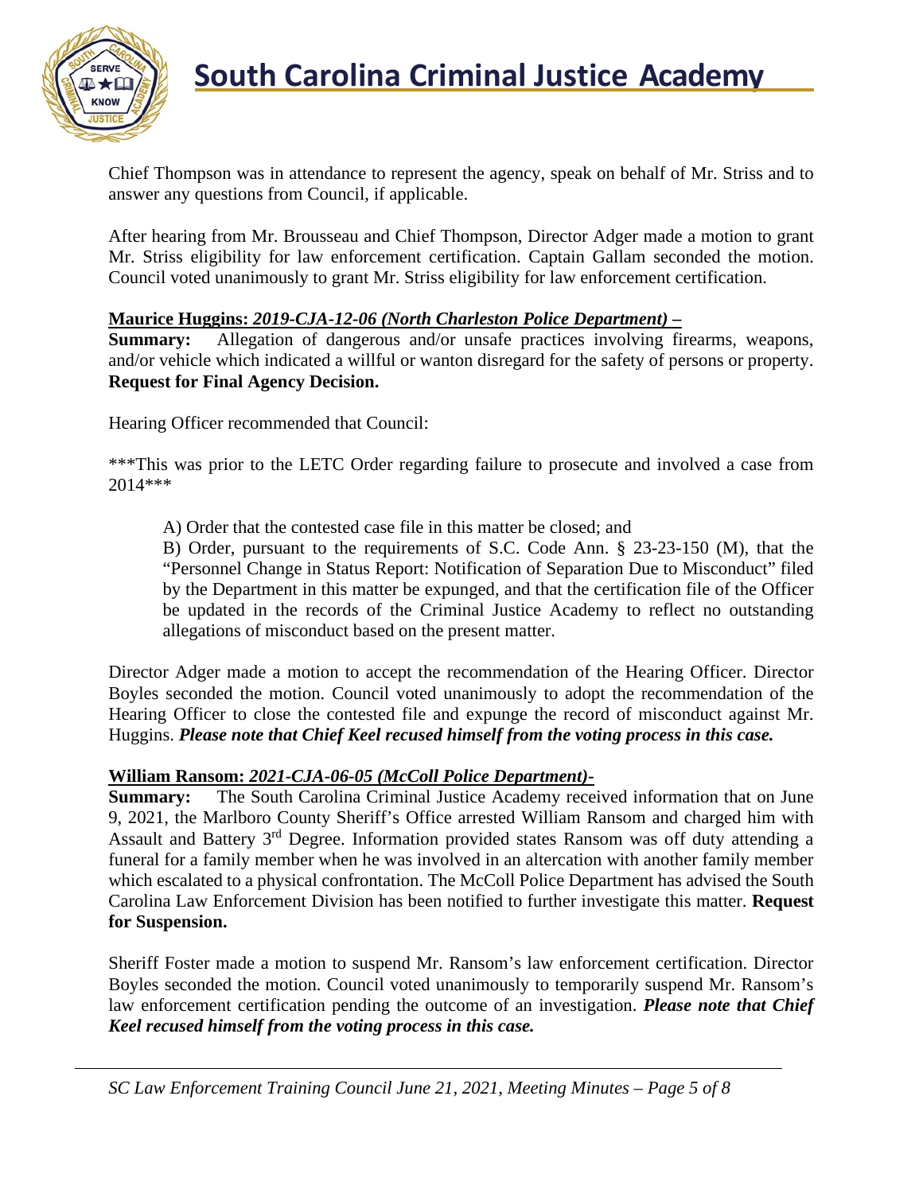Chief Thompson was in attendance to represent the agency, speak on behalf of Mr. Striss and to answer any questions from Council, if applicable.

After hearing from Mr. Brousseau and Chief Thompson, Director Adger made a motion to grant Mr. Striss eligibility for law enforcement certification. Captain Gallam seconded the motion. Council voted unanimously to grant Mr. Striss eligibility for law enforcement certification.

**Maurice Huggins: *2019-CJA-12-06 (North Charleston Police Department) –***
**Summary:** Allegation of dangerous and/or unsafe practices involving firearms, weapons, and/or vehicle which indicated a willful or wanton disregard for the safety of persons or property. **Request for Final Agency Decision.**

Hearing Officer recommended that Council:

***This was prior to the LETC Order regarding failure to prosecute and involved a case from 2014***

> A) Order that the contested case file in this matter be closed; and
>
> B) Order, pursuant to the requirements of S.C. Code Ann. § 23-23-150 (M), that the "Personnel Change in Status Report: Notification of Separation Due to Misconduct" filed by the Department in this matter be expunged, and that the certification file of the Officer be updated in the records of the Criminal Justice Academy to reflect no outstanding allegations of misconduct based on the present matter.

Director Adger made a motion to accept the recommendation of the Hearing Officer. Director Boyles seconded the motion. Council voted unanimously to adopt the recommendation of the Hearing Officer to close the contested file and expunge the record of misconduct against Mr. Huggins. ***Please note that Chief Keel recused himself from the voting process in this case.***

**William Ransom: *2021-CJA-06-05 (McColl Police Department)-***
**Summary:** The South Carolina Criminal Justice Academy received information that on June 9, 2021, the Marlboro County Sheriff's Office arrested William Ransom and charged him with Assault and Battery 3rd Degree. Information provided states Ransom was off duty attending a funeral for a family member when he was involved in an altercation with another family member which escalated to a physical confrontation. The McColl Police Department has advised the South Carolina Law Enforcement Division has been notified to further investigate this matter. **Request for Suspension.**

Sheriff Foster made a motion to suspend Mr. Ransom's law enforcement certification. Director Boyles seconded the motion. Council voted unanimously to temporarily suspend Mr. Ransom's law enforcement certification pending the outcome of an investigation. ***Please note that Chief Keel recused himself from the voting process in this case.***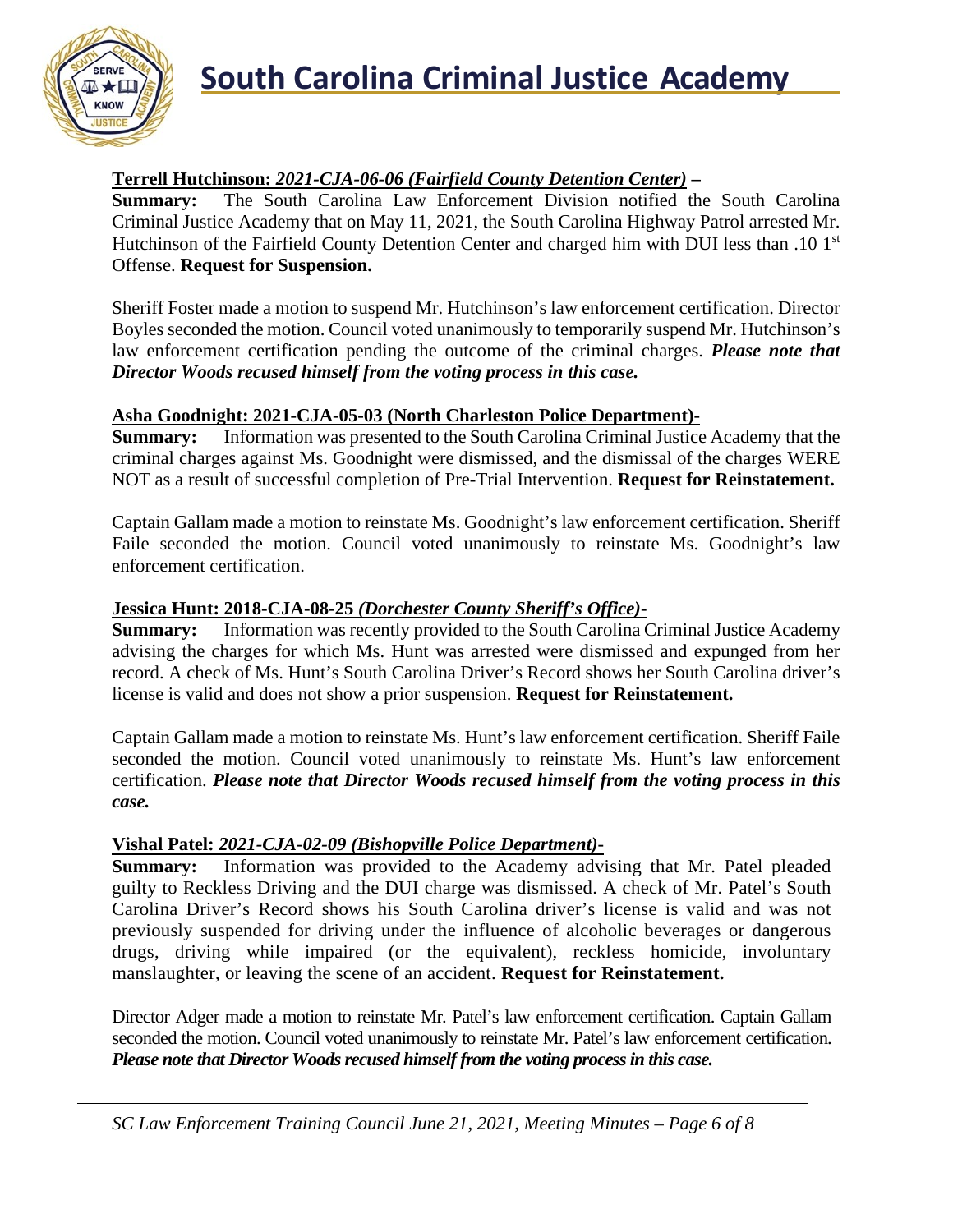**Terrell Hutchinson:** ***2021-CJA-06-06 (Fairfield County Detention Center)*** **–**

**Summary:** The South Carolina Law Enforcement Division notified the South Carolina Criminal Justice Academy that on May 11, 2021, the South Carolina Highway Patrol arrested Mr. Hutchinson of the Fairfield County Detention Center and charged him with DUI less than .10 1st Offense. **Request for Suspension.**

Sheriff Foster made a motion to suspend Mr. Hutchinson's law enforcement certification. Director Boyles seconded the motion. Council voted unanimously to temporarily suspend Mr. Hutchinson's law enforcement certification pending the outcome of the criminal charges. ***Please note that Director Woods recused himself from the voting process in this case.***

**Asha Goodnight: 2021-CJA-05-03 (North Charleston Police Department)-**

**Summary:** Information was presented to the South Carolina Criminal Justice Academy that the criminal charges against Ms. Goodnight were dismissed, and the dismissal of the charges WERE NOT as a result of successful completion of Pre-Trial Intervention. **Request for Reinstatement.**

Captain Gallam made a motion to reinstate Ms. Goodnight's law enforcement certification. Sheriff Faile seconded the motion. Council voted unanimously to reinstate Ms. Goodnight's law enforcement certification.

**Jessica Hunt: 2018-CJA-08-25** ***(Dorchester County Sheriff's Office)-***

**Summary:** Information was recently provided to the South Carolina Criminal Justice Academy advising the charges for which Ms. Hunt was arrested were dismissed and expunged from her record. A check of Ms. Hunt's South Carolina Driver's Record shows her South Carolina driver's license is valid and does not show a prior suspension. **Request for Reinstatement.**

Captain Gallam made a motion to reinstate Ms. Hunt's law enforcement certification. Sheriff Faile seconded the motion. Council voted unanimously to reinstate Ms. Hunt's law enforcement certification. ***Please note that Director Woods recused himself from the voting process in this case.***

**Vishal Patel:** ***2021-CJA-02-09 (Bishopville Police Department)-***

**Summary:** Information was provided to the Academy advising that Mr. Patel pleaded guilty to Reckless Driving and the DUI charge was dismissed. A check of Mr. Patel's South Carolina Driver's Record shows his South Carolina driver's license is valid and was not previously suspended for driving under the influence of alcoholic beverages or dangerous drugs, driving while impaired (or the equivalent), reckless homicide, involuntary manslaughter, or leaving the scene of an accident. **Request for Reinstatement.**

Director Adger made a motion to reinstate Mr. Patel's law enforcement certification. Captain Gallam seconded the motion. Council voted unanimously to reinstate Mr. Patel's law enforcement certification. ***Please note that Director Woods recused himself from the voting process in this case.***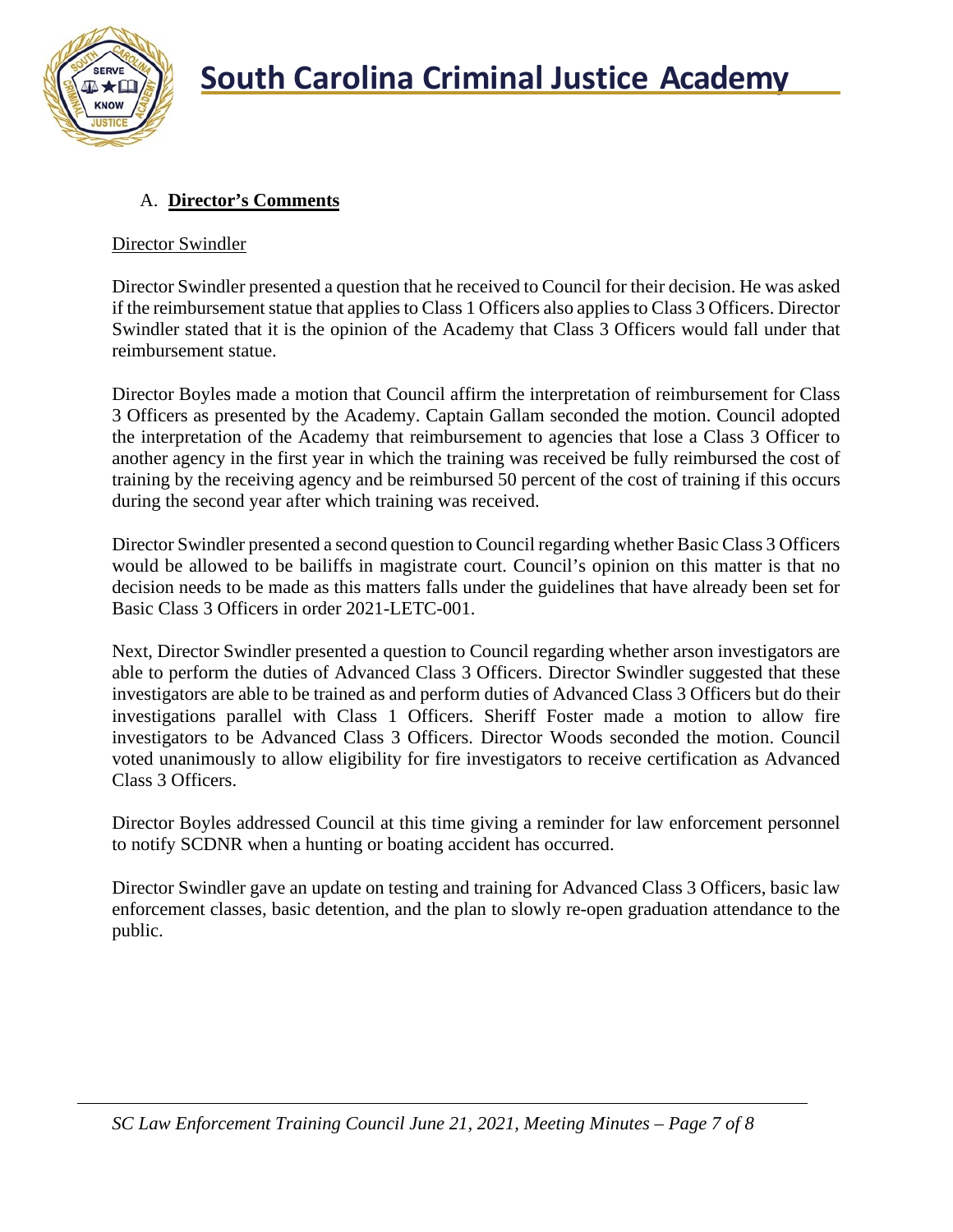## A. **Director's Comments**

Director Swindler

Director Swindler presented a question that he received to Council for their decision. He was asked if the reimbursement statue that applies to Class 1 Officers also applies to Class 3 Officers. Director Swindler stated that it is the opinion of the Academy that Class 3 Officers would fall under that reimbursement statue.

Director Boyles made a motion that Council affirm the interpretation of reimbursement for Class 3 Officers as presented by the Academy. Captain Gallam seconded the motion. Council adopted the interpretation of the Academy that reimbursement to agencies that lose a Class 3 Officer to another agency in the first year in which the training was received be fully reimbursed the cost of training by the receiving agency and be reimbursed 50 percent of the cost of training if this occurs during the second year after which training was received.

Director Swindler presented a second question to Council regarding whether Basic Class 3 Officers would be allowed to be bailiffs in magistrate court. Council's opinion on this matter is that no decision needs to be made as this matters falls under the guidelines that have already been set for Basic Class 3 Officers in order 2021-LETC-001.

Next, Director Swindler presented a question to Council regarding whether arson investigators are able to perform the duties of Advanced Class 3 Officers. Director Swindler suggested that these investigators are able to be trained as and perform duties of Advanced Class 3 Officers but do their investigations parallel with Class 1 Officers. Sheriff Foster made a motion to allow fire investigators to be Advanced Class 3 Officers. Director Woods seconded the motion. Council voted unanimously to allow eligibility for fire investigators to receive certification as Advanced Class 3 Officers.

Director Boyles addressed Council at this time giving a reminder for law enforcement personnel to notify SCDNR when a hunting or boating accident has occurred.

Director Swindler gave an update on testing and training for Advanced Class 3 Officers, basic law enforcement classes, basic detention, and the plan to slowly re-open graduation attendance to the public.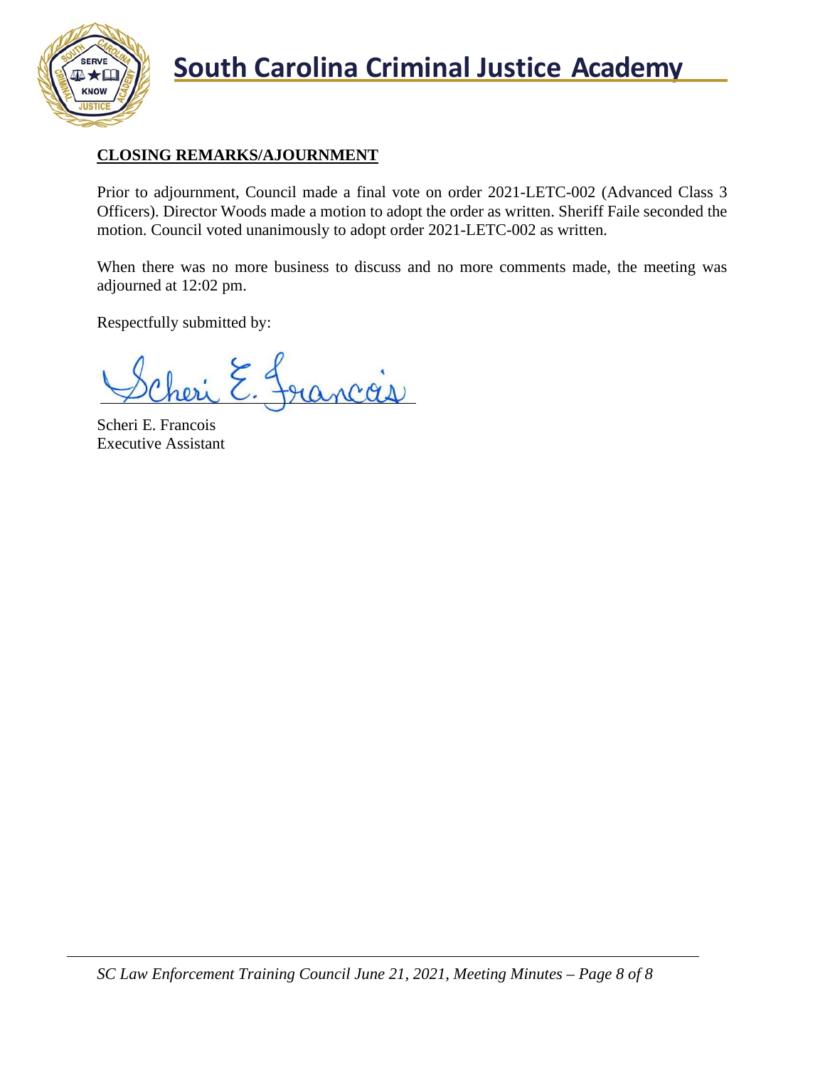**CLOSING REMARKS/AJOURNMENT**

Prior to adjournment, Council made a final vote on order 2021-LETC-002 (Advanced Class 3 Officers). Director Woods made a motion to adopt the order as written. Sheriff Faile seconded the motion. Council voted unanimously to adopt order 2021-LETC-002 as written.

When there was no more business to discuss and no more comments made, the meeting was adjourned at 12:02 pm.

Respectfully submitted by:

Scheri E. Francois
Executive Assistant